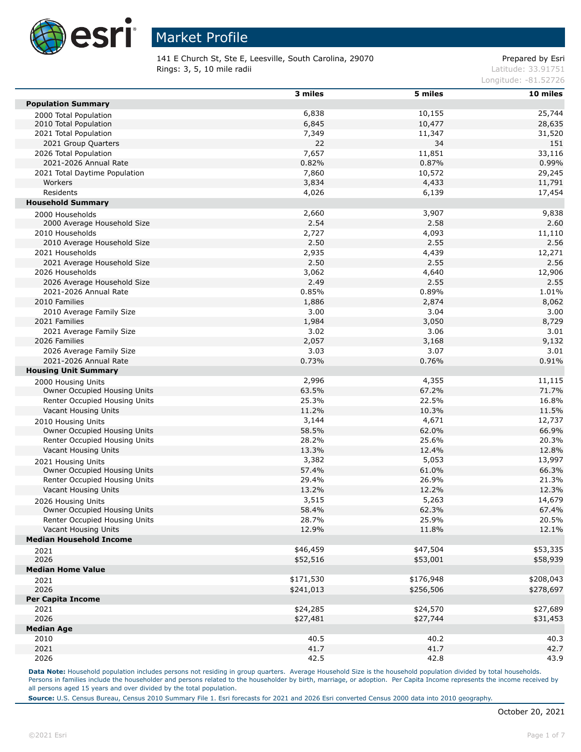# Market Profile

141 E Church St, Ste E, Leesville, South Carolina, 29070
Rings: 3, 5, 10 mile radii

Prepared by Esri
Latitude: 33.91751
Longitude: -81.52726

| | 3 miles | 5 miles | 10 miles |
|---|---|---|---|
| **Population Summary** | | | |
| 2000 Total Population | 6,838 | 10,155 | 25,744 |
| 2010 Total Population | 6,845 | 10,477 | 28,635 |
| 2021 Total Population | 7,349 | 11,347 | 31,520 |
| 2021 Group Quarters | 22 | 34 | 151 |
| 2026 Total Population | 7,657 | 11,851 | 33,116 |
| 2021-2026 Annual Rate | 0.82% | 0.87% | 0.99% |
| 2021 Total Daytime Population | 7,860 | 10,572 | 29,245 |
| Workers | 3,834 | 4,433 | 11,791 |
| Residents | 4,026 | 6,139 | 17,454 |
| **Household Summary** | | | |
| 2000 Households | 2,660 | 3,907 | 9,838 |
| 2000 Average Household Size | 2.54 | 2.58 | 2.60 |
| 2010 Households | 2,727 | 4,093 | 11,110 |
| 2010 Average Household Size | 2.50 | 2.55 | 2.56 |
| 2021 Households | 2,935 | 4,439 | 12,271 |
| 2021 Average Household Size | 2.50 | 2.55 | 2.56 |
| 2026 Households | 3,062 | 4,640 | 12,906 |
| 2026 Average Household Size | 2.49 | 2.55 | 2.55 |
| 2021-2026 Annual Rate | 0.85% | 0.89% | 1.01% |
| 2010 Families | 1,886 | 2,874 | 8,062 |
| 2010 Average Family Size | 3.00 | 3.04 | 3.00 |
| 2021 Families | 1,984 | 3,050 | 8,729 |
| 2021 Average Family Size | 3.02 | 3.06 | 3.01 |
| 2026 Families | 2,057 | 3,168 | 9,132 |
| 2026 Average Family Size | 3.03 | 3.07 | 3.01 |
| 2021-2026 Annual Rate | 0.73% | 0.76% | 0.91% |
| **Housing Unit Summary** | | | |
| 2000 Housing Units | 2,996 | 4,355 | 11,115 |
| Owner Occupied Housing Units | 63.5% | 67.2% | 71.7% |
| Renter Occupied Housing Units | 25.3% | 22.5% | 16.8% |
| Vacant Housing Units | 11.2% | 10.3% | 11.5% |
| 2010 Housing Units | 3,144 | 4,671 | 12,737 |
| Owner Occupied Housing Units | 58.5% | 62.0% | 66.9% |
| Renter Occupied Housing Units | 28.2% | 25.6% | 20.3% |
| Vacant Housing Units | 13.3% | 12.4% | 12.8% |
| 2021 Housing Units | 3,382 | 5,053 | 13,997 |
| Owner Occupied Housing Units | 57.4% | 61.0% | 66.3% |
| Renter Occupied Housing Units | 29.4% | 26.9% | 21.3% |
| Vacant Housing Units | 13.2% | 12.2% | 12.3% |
| 2026 Housing Units | 3,515 | 5,263 | 14,679 |
| Owner Occupied Housing Units | 58.4% | 62.3% | 67.4% |
| Renter Occupied Housing Units | 28.7% | 25.9% | 20.5% |
| Vacant Housing Units | 12.9% | 11.8% | 12.1% |
| **Median Household Income** | | | |
| 2021 | $46,459 | $47,504 | $53,335 |
| 2026 | $52,516 | $53,001 | $58,939 |
| **Median Home Value** | | | |
| 2021 | $171,530 | $176,948 | $208,043 |
| 2026 | $241,013 | $256,506 | $278,697 |
| **Per Capita Income** | | | |
| 2021 | $24,285 | $24,570 | $27,689 |
| 2026 | $27,481 | $27,744 | $31,453 |
| **Median Age** | | | |
| 2010 | 40.5 | 40.2 | 40.3 |
| 2021 | 41.7 | 41.7 | 42.7 |
| 2026 | 42.5 | 42.8 | 43.9 |

**Data Note:** Household population includes persons not residing in group quarters. Average Household Size is the household population divided by total households. Persons in families include the householder and persons related to the householder by birth, marriage, or adoption. Per Capita Income represents the income received by all persons aged 15 years and over divided by the total population.

**Source:** U.S. Census Bureau, Census 2010 Summary File 1. Esri forecasts for 2021 and 2026 Esri converted Census 2000 data into 2010 geography.

October 20, 2021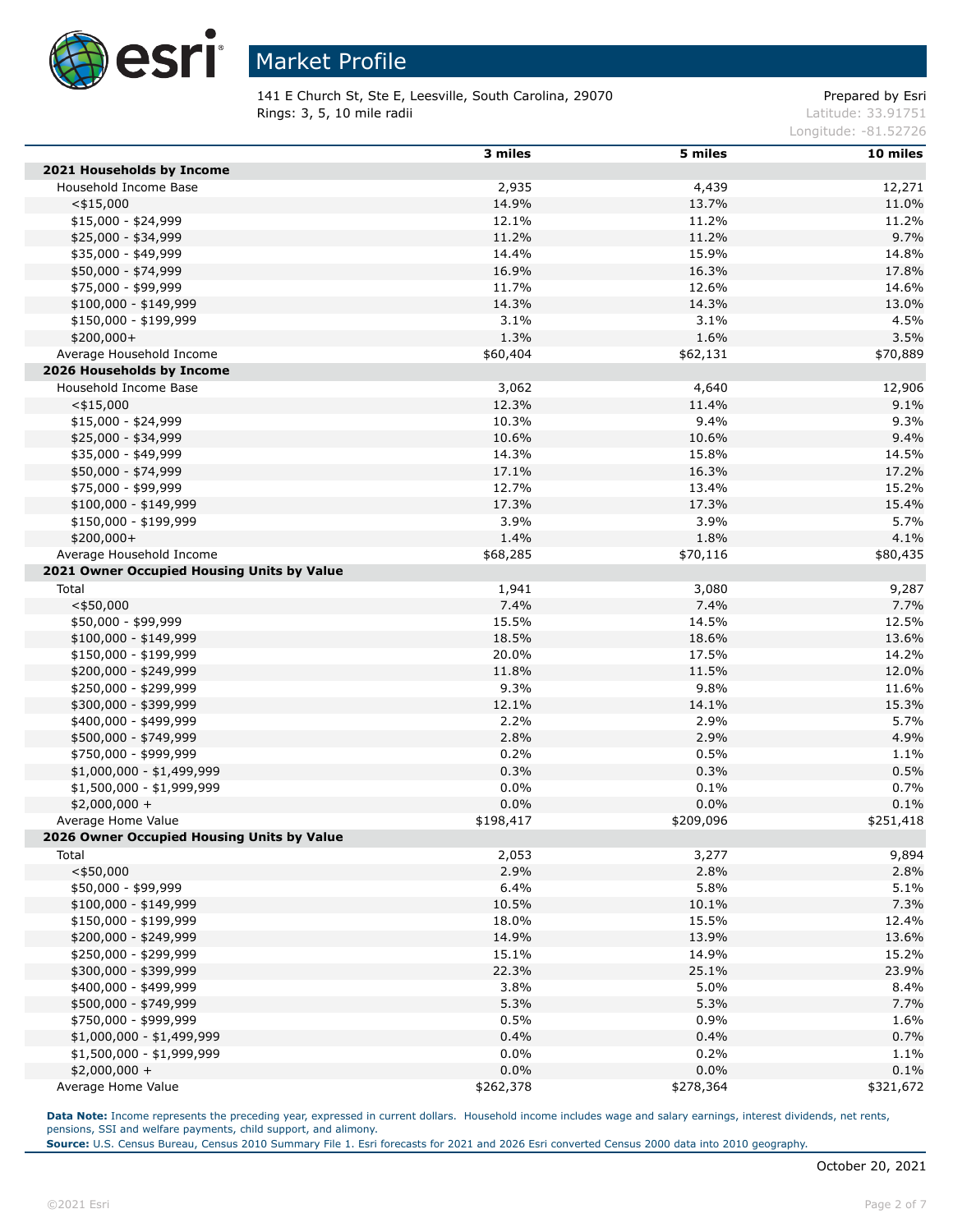# Market Profile

141 E Church St, Ste E, Leesville, South Carolina, 29070
Rings: 3, 5, 10 mile radii

Prepared by Esri
Latitude: 33.91751
Longitude: -81.52726

| | 3 miles | 5 miles | 10 miles |
|---|---|---|---|
| **2021 Households by Income** | | | |
| Household Income Base | 2,935 | 4,439 | 12,271 |
| <$15,000 | 14.9% | 13.7% | 11.0% |
| $15,000 - $24,999 | 12.1% | 11.2% | 11.2% |
| $25,000 - $34,999 | 11.2% | 11.2% | 9.7% |
| $35,000 - $49,999 | 14.4% | 15.9% | 14.8% |
| $50,000 - $74,999 | 16.9% | 16.3% | 17.8% |
| $75,000 - $99,999 | 11.7% | 12.6% | 14.6% |
| $100,000 - $149,999 | 14.3% | 14.3% | 13.0% |
| $150,000 - $199,999 | 3.1% | 3.1% | 4.5% |
| $200,000+ | 1.3% | 1.6% | 3.5% |
| Average Household Income | $60,404 | $62,131 | $70,889 |
| **2026 Households by Income** | | | |
| Household Income Base | 3,062 | 4,640 | 12,906 |
| <$15,000 | 12.3% | 11.4% | 9.1% |
| $15,000 - $24,999 | 10.3% | 9.4% | 9.3% |
| $25,000 - $34,999 | 10.6% | 10.6% | 9.4% |
| $35,000 - $49,999 | 14.3% | 15.8% | 14.5% |
| $50,000 - $74,999 | 17.1% | 16.3% | 17.2% |
| $75,000 - $99,999 | 12.7% | 13.4% | 15.2% |
| $100,000 - $149,999 | 17.3% | 17.3% | 15.4% |
| $150,000 - $199,999 | 3.9% | 3.9% | 5.7% |
| $200,000+ | 1.4% | 1.8% | 4.1% |
| Average Household Income | $68,285 | $70,116 | $80,435 |
| **2021 Owner Occupied Housing Units by Value** | | | |
| Total | 1,941 | 3,080 | 9,287 |
| <$50,000 | 7.4% | 7.4% | 7.7% |
| $50,000 - $99,999 | 15.5% | 14.5% | 12.5% |
| $100,000 - $149,999 | 18.5% | 18.6% | 13.6% |
| $150,000 - $199,999 | 20.0% | 17.5% | 14.2% |
| $200,000 - $249,999 | 11.8% | 11.5% | 12.0% |
| $250,000 - $299,999 | 9.3% | 9.8% | 11.6% |
| $300,000 - $399,999 | 12.1% | 14.1% | 15.3% |
| $400,000 - $499,999 | 2.2% | 2.9% | 5.7% |
| $500,000 - $749,999 | 2.8% | 2.9% | 4.9% |
| $750,000 - $999,999 | 0.2% | 0.5% | 1.1% |
| $1,000,000 - $1,499,999 | 0.3% | 0.3% | 0.5% |
| $1,500,000 - $1,999,999 | 0.0% | 0.1% | 0.7% |
| $2,000,000 + | 0.0% | 0.0% | 0.1% |
| Average Home Value | $198,417 | $209,096 | $251,418 |
| **2026 Owner Occupied Housing Units by Value** | | | |
| Total | 2,053 | 3,277 | 9,894 |
| <$50,000 | 2.9% | 2.8% | 2.8% |
| $50,000 - $99,999 | 6.4% | 5.8% | 5.1% |
| $100,000 - $149,999 | 10.5% | 10.1% | 7.3% |
| $150,000 - $199,999 | 18.0% | 15.5% | 12.4% |
| $200,000 - $249,999 | 14.9% | 13.9% | 13.6% |
| $250,000 - $299,999 | 15.1% | 14.9% | 15.2% |
| $300,000 - $399,999 | 22.3% | 25.1% | 23.9% |
| $400,000 - $499,999 | 3.8% | 5.0% | 8.4% |
| $500,000 - $749,999 | 5.3% | 5.3% | 7.7% |
| $750,000 - $999,999 | 0.5% | 0.9% | 1.6% |
| $1,000,000 - $1,499,999 | 0.4% | 0.4% | 0.7% |
| $1,500,000 - $1,999,999 | 0.0% | 0.2% | 1.1% |
| $2,000,000 + | 0.0% | 0.0% | 0.1% |
| Average Home Value | $262,378 | $278,364 | $321,672 |

**Data Note:** Income represents the preceding year, expressed in current dollars. Household income includes wage and salary earnings, interest dividends, net rents, pensions, SSI and welfare payments, child support, and alimony.
**Source:** U.S. Census Bureau, Census 2010 Summary File 1. Esri forecasts for 2021 and 2026 Esri converted Census 2000 data into 2010 geography.

October 20, 2021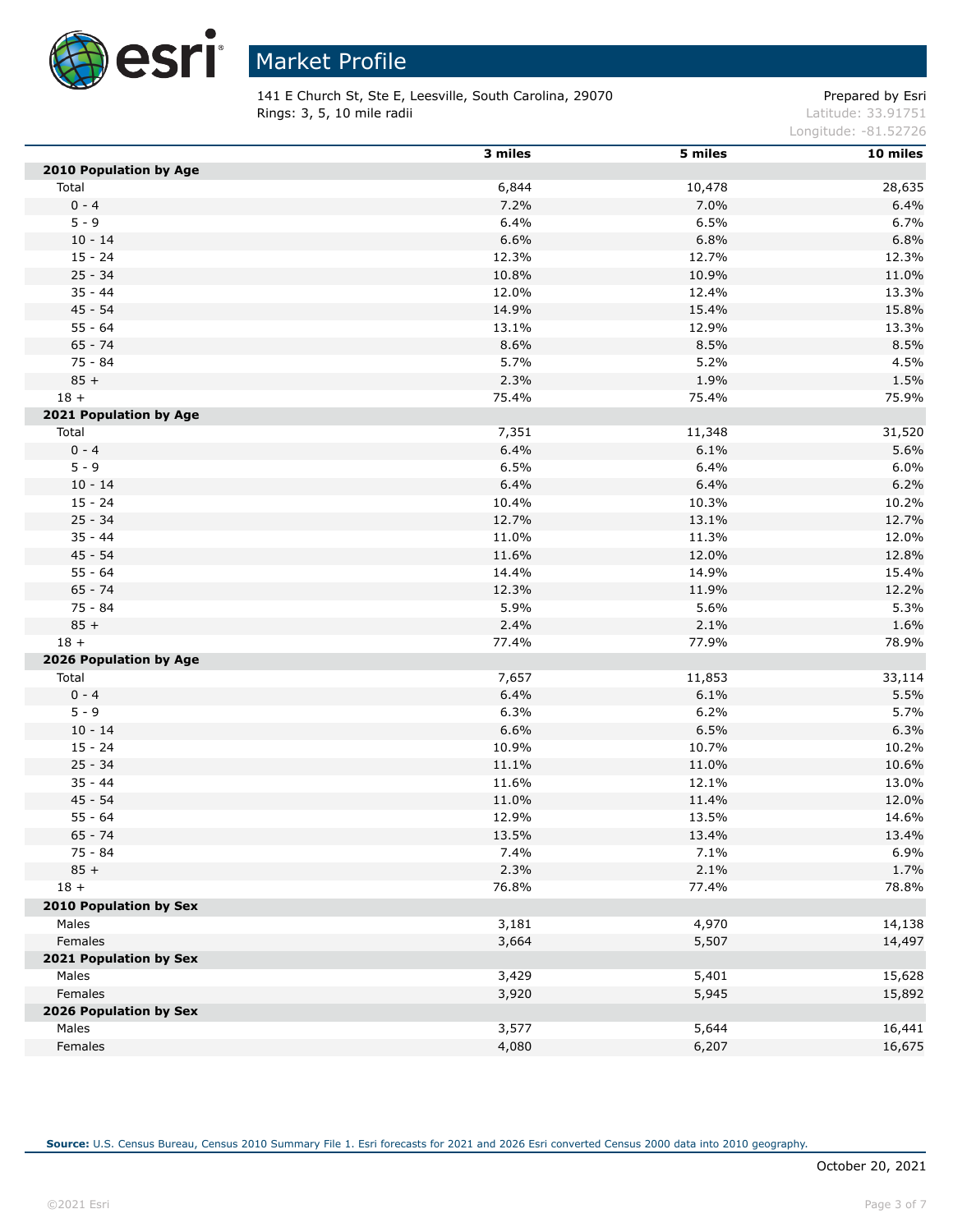# Market Profile

141 E Church St, Ste E, Leesville, South Carolina, 29070
Rings: 3, 5, 10 mile radii

Prepared by Esri
Latitude: 33.91751
Longitude: -81.52726

| | 3 miles | 5 miles | 10 miles |
|---|---|---|---|
| **2010 Population by Age** | | | |
| Total | 6,844 | 10,478 | 28,635 |
| 0 - 4 | 7.2% | 7.0% | 6.4% |
| 5 - 9 | 6.4% | 6.5% | 6.7% |
| 10 - 14 | 6.6% | 6.8% | 6.8% |
| 15 - 24 | 12.3% | 12.7% | 12.3% |
| 25 - 34 | 10.8% | 10.9% | 11.0% |
| 35 - 44 | 12.0% | 12.4% | 13.3% |
| 45 - 54 | 14.9% | 15.4% | 15.8% |
| 55 - 64 | 13.1% | 12.9% | 13.3% |
| 65 - 74 | 8.6% | 8.5% | 8.5% |
| 75 - 84 | 5.7% | 5.2% | 4.5% |
| 85 + | 2.3% | 1.9% | 1.5% |
| 18 + | 75.4% | 75.4% | 75.9% |
| **2021 Population by Age** | | | |
| Total | 7,351 | 11,348 | 31,520 |
| 0 - 4 | 6.4% | 6.1% | 5.6% |
| 5 - 9 | 6.5% | 6.4% | 6.0% |
| 10 - 14 | 6.4% | 6.4% | 6.2% |
| 15 - 24 | 10.4% | 10.3% | 10.2% |
| 25 - 34 | 12.7% | 13.1% | 12.7% |
| 35 - 44 | 11.0% | 11.3% | 12.0% |
| 45 - 54 | 11.6% | 12.0% | 12.8% |
| 55 - 64 | 14.4% | 14.9% | 15.4% |
| 65 - 74 | 12.3% | 11.9% | 12.2% |
| 75 - 84 | 5.9% | 5.6% | 5.3% |
| 85 + | 2.4% | 2.1% | 1.6% |
| 18 + | 77.4% | 77.9% | 78.9% |
| **2026 Population by Age** | | | |
| Total | 7,657 | 11,853 | 33,114 |
| 0 - 4 | 6.4% | 6.1% | 5.5% |
| 5 - 9 | 6.3% | 6.2% | 5.7% |
| 10 - 14 | 6.6% | 6.5% | 6.3% |
| 15 - 24 | 10.9% | 10.7% | 10.2% |
| 25 - 34 | 11.1% | 11.0% | 10.6% |
| 35 - 44 | 11.6% | 12.1% | 13.0% |
| 45 - 54 | 11.0% | 11.4% | 12.0% |
| 55 - 64 | 12.9% | 13.5% | 14.6% |
| 65 - 74 | 13.5% | 13.4% | 13.4% |
| 75 - 84 | 7.4% | 7.1% | 6.9% |
| 85 + | 2.3% | 2.1% | 1.7% |
| 18 + | 76.8% | 77.4% | 78.8% |
| **2010 Population by Sex** | | | |
| Males | 3,181 | 4,970 | 14,138 |
| Females | 3,664 | 5,507 | 14,497 |
| **2021 Population by Sex** | | | |
| Males | 3,429 | 5,401 | 15,628 |
| Females | 3,920 | 5,945 | 15,892 |
| **2026 Population by Sex** | | | |
| Males | 3,577 | 5,644 | 16,441 |
| Females | 4,080 | 6,207 | 16,675 |

**Source:** U.S. Census Bureau, Census 2010 Summary File 1. Esri forecasts for 2021 and 2026 Esri converted Census 2000 data into 2010 geography.

October 20, 2021

©2021 Esri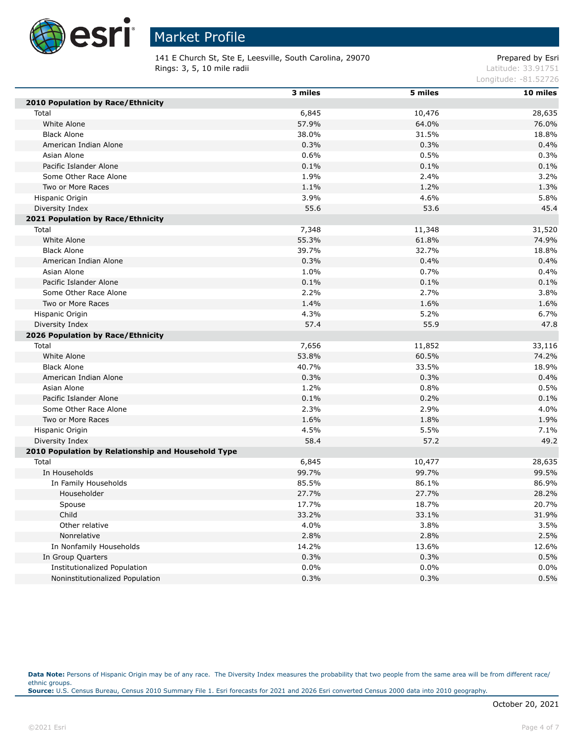# Market Profile

141 E Church St, Ste E, Leesville, South Carolina, 29070
Rings: 3, 5, 10 mile radii

Prepared by Esri
Latitude: 33.91751
Longitude: -81.52726

| | 3 miles | 5 miles | 10 miles |
|---|---|---|---|
| **2010 Population by Race/Ethnicity** | | | |
| Total | 6,845 | 10,476 | 28,635 |
| White Alone | 57.9% | 64.0% | 76.0% |
| Black Alone | 38.0% | 31.5% | 18.8% |
| American Indian Alone | 0.3% | 0.3% | 0.4% |
| Asian Alone | 0.6% | 0.5% | 0.3% |
| Pacific Islander Alone | 0.1% | 0.1% | 0.1% |
| Some Other Race Alone | 1.9% | 2.4% | 3.2% |
| Two or More Races | 1.1% | 1.2% | 1.3% |
| Hispanic Origin | 3.9% | 4.6% | 5.8% |
| Diversity Index | 55.6 | 53.6 | 45.4 |
| **2021 Population by Race/Ethnicity** | | | |
| Total | 7,348 | 11,348 | 31,520 |
| White Alone | 55.3% | 61.8% | 74.9% |
| Black Alone | 39.7% | 32.7% | 18.8% |
| American Indian Alone | 0.3% | 0.4% | 0.4% |
| Asian Alone | 1.0% | 0.7% | 0.4% |
| Pacific Islander Alone | 0.1% | 0.1% | 0.1% |
| Some Other Race Alone | 2.2% | 2.7% | 3.8% |
| Two or More Races | 1.4% | 1.6% | 1.6% |
| Hispanic Origin | 4.3% | 5.2% | 6.7% |
| Diversity Index | 57.4 | 55.9 | 47.8 |
| **2026 Population by Race/Ethnicity** | | | |
| Total | 7,656 | 11,852 | 33,116 |
| White Alone | 53.8% | 60.5% | 74.2% |
| Black Alone | 40.7% | 33.5% | 18.9% |
| American Indian Alone | 0.3% | 0.3% | 0.4% |
| Asian Alone | 1.2% | 0.8% | 0.5% |
| Pacific Islander Alone | 0.1% | 0.2% | 0.1% |
| Some Other Race Alone | 2.3% | 2.9% | 4.0% |
| Two or More Races | 1.6% | 1.8% | 1.9% |
| Hispanic Origin | 4.5% | 5.5% | 7.1% |
| Diversity Index | 58.4 | 57.2 | 49.2 |
| **2010 Population by Relationship and Household Type** | | | |
| Total | 6,845 | 10,477 | 28,635 |
| In Households | 99.7% | 99.7% | 99.5% |
| In Family Households | 85.5% | 86.1% | 86.9% |
| Householder | 27.7% | 27.7% | 28.2% |
| Spouse | 17.7% | 18.7% | 20.7% |
| Child | 33.2% | 33.1% | 31.9% |
| Other relative | 4.0% | 3.8% | 3.5% |
| Nonrelative | 2.8% | 2.8% | 2.5% |
| In Nonfamily Households | 14.2% | 13.6% | 12.6% |
| In Group Quarters | 0.3% | 0.3% | 0.5% |
| Institutionalized Population | 0.0% | 0.0% | 0.0% |
| Noninstitutionalized Population | 0.3% | 0.3% | 0.5% |

**Data Note:** Persons of Hispanic Origin may be of any race. The Diversity Index measures the probability that two people from the same area will be from different race/ethnic groups.
**Source:** U.S. Census Bureau, Census 2010 Summary File 1. Esri forecasts for 2021 and 2026 Esri converted Census 2000 data into 2010 geography.

October 20, 2021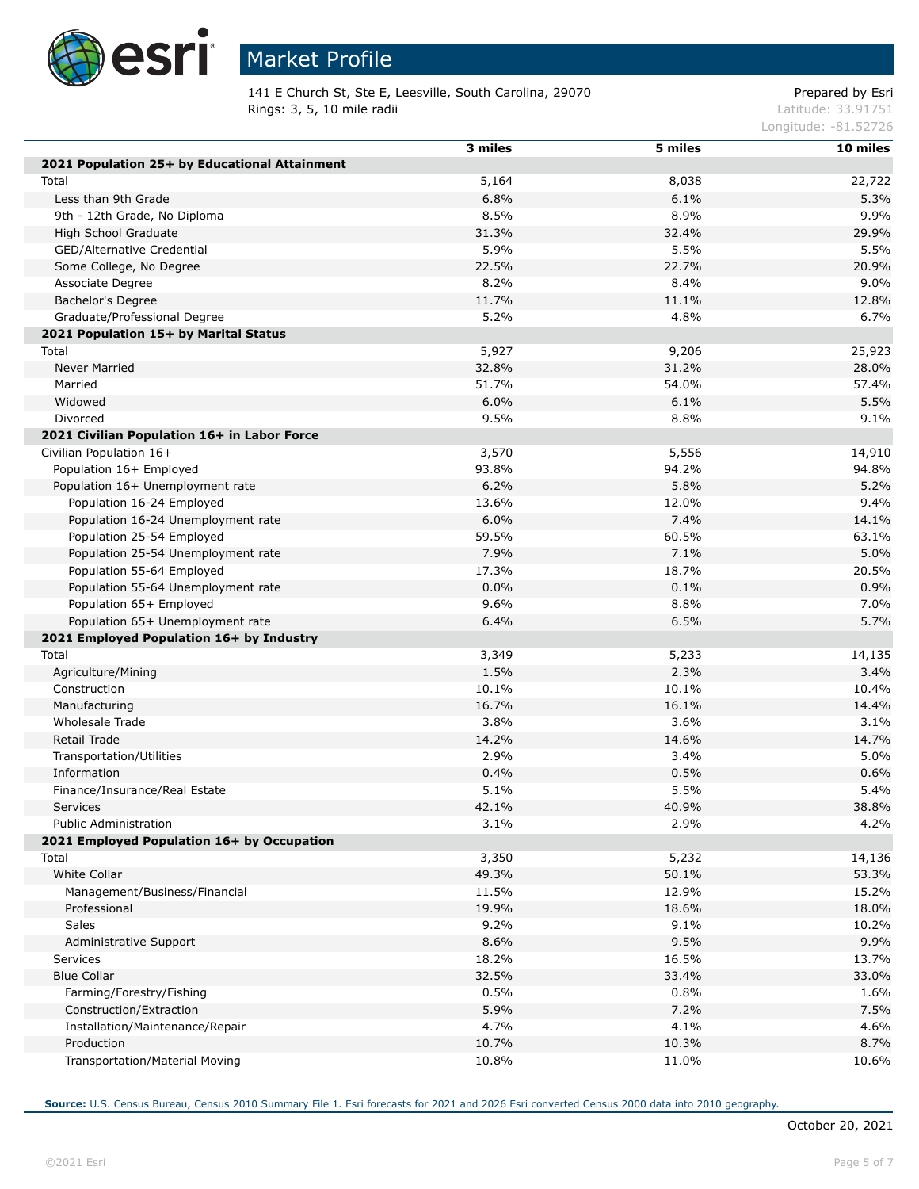# Market Profile

141 E Church St, Ste E, Leesville, South Carolina, 29070
Rings: 3, 5, 10 mile radii

Prepared by Esri
Latitude: 33.91751
Longitude: -81.52726

| | 3 miles | 5 miles | 10 miles |
|---|---|---|---|
| **2021 Population 25+ by Educational Attainment** | | | |
| Total | 5,164 | 8,038 | 22,722 |
| Less than 9th Grade | 6.8% | 6.1% | 5.3% |
| 9th - 12th Grade, No Diploma | 8.5% | 8.9% | 9.9% |
| High School Graduate | 31.3% | 32.4% | 29.9% |
| GED/Alternative Credential | 5.9% | 5.5% | 5.5% |
| Some College, No Degree | 22.5% | 22.7% | 20.9% |
| Associate Degree | 8.2% | 8.4% | 9.0% |
| Bachelor's Degree | 11.7% | 11.1% | 12.8% |
| Graduate/Professional Degree | 5.2% | 4.8% | 6.7% |
| **2021 Population 15+ by Marital Status** | | | |
| Total | 5,927 | 9,206 | 25,923 |
| Never Married | 32.8% | 31.2% | 28.0% |
| Married | 51.7% | 54.0% | 57.4% |
| Widowed | 6.0% | 6.1% | 5.5% |
| Divorced | 9.5% | 8.8% | 9.1% |
| **2021 Civilian Population 16+ in Labor Force** | | | |
| Civilian Population 16+ | 3,570 | 5,556 | 14,910 |
| Population 16+ Employed | 93.8% | 94.2% | 94.8% |
| Population 16+ Unemployment rate | 6.2% | 5.8% | 5.2% |
| Population 16-24 Employed | 13.6% | 12.0% | 9.4% |
| Population 16-24 Unemployment rate | 6.0% | 7.4% | 14.1% |
| Population 25-54 Employed | 59.5% | 60.5% | 63.1% |
| Population 25-54 Unemployment rate | 7.9% | 7.1% | 5.0% |
| Population 55-64 Employed | 17.3% | 18.7% | 20.5% |
| Population 55-64 Unemployment rate | 0.0% | 0.1% | 0.9% |
| Population 65+ Employed | 9.6% | 8.8% | 7.0% |
| Population 65+ Unemployment rate | 6.4% | 6.5% | 5.7% |
| **2021 Employed Population 16+ by Industry** | | | |
| Total | 3,349 | 5,233 | 14,135 |
| Agriculture/Mining | 1.5% | 2.3% | 3.4% |
| Construction | 10.1% | 10.1% | 10.4% |
| Manufacturing | 16.7% | 16.1% | 14.4% |
| Wholesale Trade | 3.8% | 3.6% | 3.1% |
| Retail Trade | 14.2% | 14.6% | 14.7% |
| Transportation/Utilities | 2.9% | 3.4% | 5.0% |
| Information | 0.4% | 0.5% | 0.6% |
| Finance/Insurance/Real Estate | 5.1% | 5.5% | 5.4% |
| Services | 42.1% | 40.9% | 38.8% |
| Public Administration | 3.1% | 2.9% | 4.2% |
| **2021 Employed Population 16+ by Occupation** | | | |
| Total | 3,350 | 5,232 | 14,136 |
| White Collar | 49.3% | 50.1% | 53.3% |
| Management/Business/Financial | 11.5% | 12.9% | 15.2% |
| Professional | 19.9% | 18.6% | 18.0% |
| Sales | 9.2% | 9.1% | 10.2% |
| Administrative Support | 8.6% | 9.5% | 9.9% |
| Services | 18.2% | 16.5% | 13.7% |
| Blue Collar | 32.5% | 33.4% | 33.0% |
| Farming/Forestry/Fishing | 0.5% | 0.8% | 1.6% |
| Construction/Extraction | 5.9% | 7.2% | 7.5% |
| Installation/Maintenance/Repair | 4.7% | 4.1% | 4.6% |
| Production | 10.7% | 10.3% | 8.7% |
| Transportation/Material Moving | 10.8% | 11.0% | 10.6% |

**Source:** U.S. Census Bureau, Census 2010 Summary File 1. Esri forecasts for 2021 and 2026 Esri converted Census 2000 data into 2010 geography.

October 20, 2021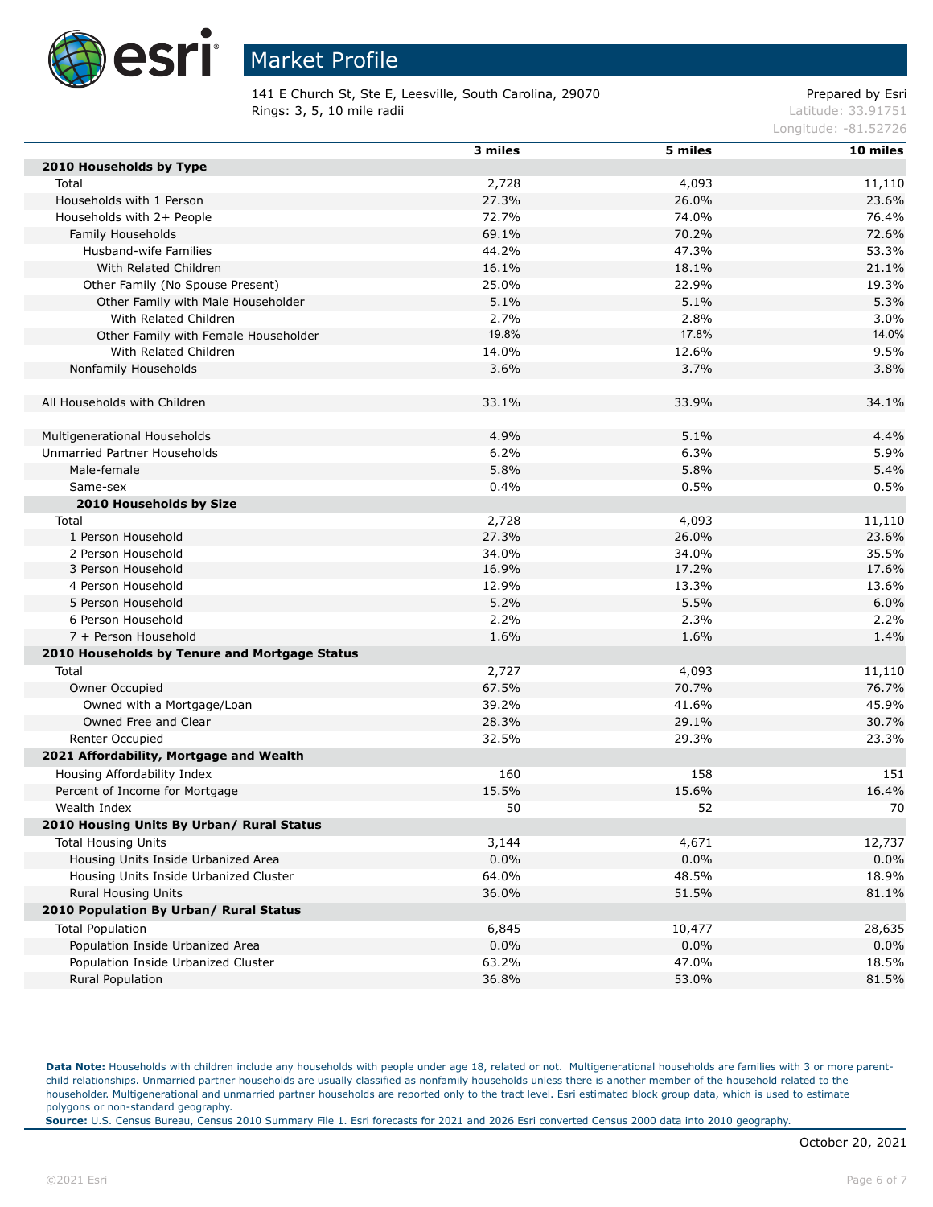# Market Profile

141 E Church St, Ste E, Leesville, South Carolina, 29070
Rings: 3, 5, 10 mile radii

Prepared by Esri
Latitude: 33.91751
Longitude: -81.52726

| | 3 miles | 5 miles | 10 miles |
|---|---|---|---|
| **2010 Households by Type** | | | |
| Total | 2,728 | 4,093 | 11,110 |
| Households with 1 Person | 27.3% | 26.0% | 23.6% |
| Households with 2+ People | 72.7% | 74.0% | 76.4% |
| Family Households | 69.1% | 70.2% | 72.6% |
| Husband-wife Families | 44.2% | 47.3% | 53.3% |
| With Related Children | 16.1% | 18.1% | 21.1% |
| Other Family (No Spouse Present) | 25.0% | 22.9% | 19.3% |
| Other Family with Male Householder | 5.1% | 5.1% | 5.3% |
| With Related Children | 2.7% | 2.8% | 3.0% |
| Other Family with Female Householder | 19.8% | 17.8% | 14.0% |
| With Related Children | 14.0% | 12.6% | 9.5% |
| Nonfamily Households | 3.6% | 3.7% | 3.8% |
| | | | |
| All Households with Children | 33.1% | 33.9% | 34.1% |
| | | | |
| Multigenerational Households | 4.9% | 5.1% | 4.4% |
| Unmarried Partner Households | 6.2% | 6.3% | 5.9% |
| Male-female | 5.8% | 5.8% | 5.4% |
| Same-sex | 0.4% | 0.5% | 0.5% |
| **2010 Households by Size** | | | |
| Total | 2,728 | 4,093 | 11,110 |
| 1 Person Household | 27.3% | 26.0% | 23.6% |
| 2 Person Household | 34.0% | 34.0% | 35.5% |
| 3 Person Household | 16.9% | 17.2% | 17.6% |
| 4 Person Household | 12.9% | 13.3% | 13.6% |
| 5 Person Household | 5.2% | 5.5% | 6.0% |
| 6 Person Household | 2.2% | 2.3% | 2.2% |
| 7 + Person Household | 1.6% | 1.6% | 1.4% |
| **2010 Households by Tenure and Mortgage Status** | | | |
| Total | 2,727 | 4,093 | 11,110 |
| Owner Occupied | 67.5% | 70.7% | 76.7% |
| Owned with a Mortgage/Loan | 39.2% | 41.6% | 45.9% |
| Owned Free and Clear | 28.3% | 29.1% | 30.7% |
| Renter Occupied | 32.5% | 29.3% | 23.3% |
| **2021 Affordability, Mortgage and Wealth** | | | |
| Housing Affordability Index | 160 | 158 | 151 |
| Percent of Income for Mortgage | 15.5% | 15.6% | 16.4% |
| Wealth Index | 50 | 52 | 70 |
| **2010 Housing Units By Urban/ Rural Status** | | | |
| Total Housing Units | 3,144 | 4,671 | 12,737 |
| Housing Units Inside Urbanized Area | 0.0% | 0.0% | 0.0% |
| Housing Units Inside Urbanized Cluster | 64.0% | 48.5% | 18.9% |
| Rural Housing Units | 36.0% | 51.5% | 81.1% |
| **2010 Population By Urban/ Rural Status** | | | |
| Total Population | 6,845 | 10,477 | 28,635 |
| Population Inside Urbanized Area | 0.0% | 0.0% | 0.0% |
| Population Inside Urbanized Cluster | 63.2% | 47.0% | 18.5% |
| Rural Population | 36.8% | 53.0% | 81.5% |

**Data Note:** Households with children include any households with people under age 18, related or not. Multigenerational households are families with 3 or more parent-child relationships. Unmarried partner households are usually classified as nonfamily households unless there is another member of the household related to the householder. Multigenerational and unmarried partner households are reported only to the tract level. Esri estimated block group data, which is used to estimate polygons or non-standard geography.
**Source:** U.S. Census Bureau, Census 2010 Summary File 1. Esri forecasts for 2021 and 2026 Esri converted Census 2000 data into 2010 geography.

October 20, 2021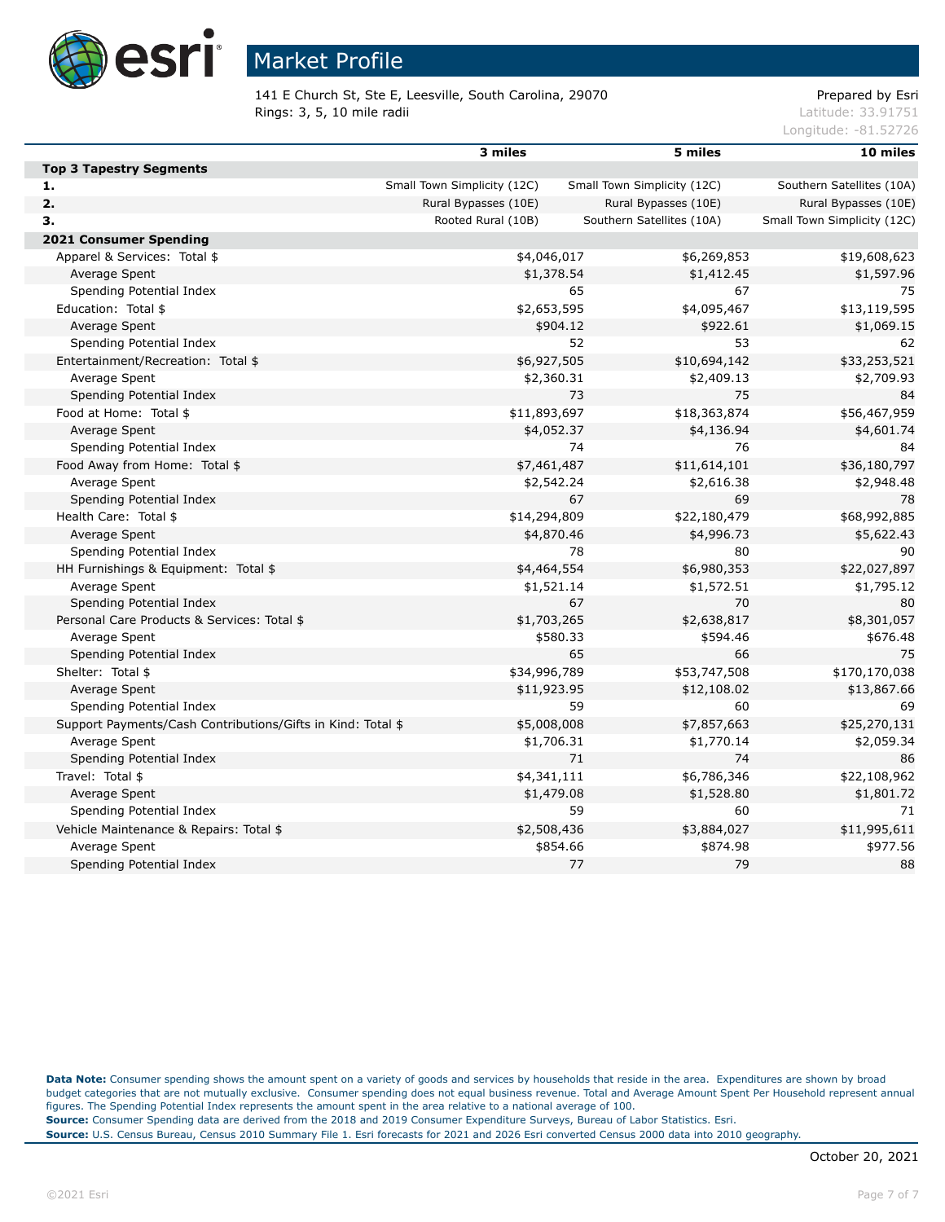# Market Profile

141 E Church St, Ste E, Leesville, South Carolina, 29070
Rings: 3, 5, 10 mile radii

Prepared by Esri
Latitude: 33.91751
Longitude: -81.52726

| | 3 miles | 5 miles | 10 miles |
|---|---|---|---|
| **Top 3 Tapestry Segments** | | | |
| **1.** | Small Town Simplicity (12C) | Small Town Simplicity (12C) | Southern Satellites (10A) |
| **2.** | Rural Bypasses (10E) | Rural Bypasses (10E) | Rural Bypasses (10E) |
| **3.** | Rooted Rural (10B) | Southern Satellites (10A) | Small Town Simplicity (12C) |
| **2021 Consumer Spending** | | | |
| Apparel & Services: Total $ | $4,046,017 | $6,269,853 | $19,608,623 |
| Average Spent | $1,378.54 | $1,412.45 | $1,597.96 |
| Spending Potential Index | 65 | 67 | 75 |
| Education: Total $ | $2,653,595 | $4,095,467 | $13,119,595 |
| Average Spent | $904.12 | $922.61 | $1,069.15 |
| Spending Potential Index | 52 | 53 | 62 |
| Entertainment/Recreation: Total $ | $6,927,505 | $10,694,142 | $33,253,521 |
| Average Spent | $2,360.31 | $2,409.13 | $2,709.93 |
| Spending Potential Index | 73 | 75 | 84 |
| Food at Home: Total $ | $11,893,697 | $18,363,874 | $56,467,959 |
| Average Spent | $4,052.37 | $4,136.94 | $4,601.74 |
| Spending Potential Index | 74 | 76 | 84 |
| Food Away from Home: Total $ | $7,461,487 | $11,614,101 | $36,180,797 |
| Average Spent | $2,542.24 | $2,616.38 | $2,948.48 |
| Spending Potential Index | 67 | 69 | 78 |
| Health Care: Total $ | $14,294,809 | $22,180,479 | $68,992,885 |
| Average Spent | $4,870.46 | $4,996.73 | $5,622.43 |
| Spending Potential Index | 78 | 80 | 90 |
| HH Furnishings & Equipment: Total $ | $4,464,554 | $6,980,353 | $22,027,897 |
| Average Spent | $1,521.14 | $1,572.51 | $1,795.12 |
| Spending Potential Index | 67 | 70 | 80 |
| Personal Care Products & Services: Total $ | $1,703,265 | $2,638,817 | $8,301,057 |
| Average Spent | $580.33 | $594.46 | $676.48 |
| Spending Potential Index | 65 | 66 | 75 |
| Shelter: Total $ | $34,996,789 | $53,747,508 | $170,170,038 |
| Average Spent | $11,923.95 | $12,108.02 | $13,867.66 |
| Spending Potential Index | 59 | 60 | 69 |
| Support Payments/Cash Contributions/Gifts in Kind: Total $ | $5,008,008 | $7,857,663 | $25,270,131 |
| Average Spent | $1,706.31 | $1,770.14 | $2,059.34 |
| Spending Potential Index | 71 | 74 | 86 |
| Travel: Total $ | $4,341,111 | $6,786,346 | $22,108,962 |
| Average Spent | $1,479.08 | $1,528.80 | $1,801.72 |
| Spending Potential Index | 59 | 60 | 71 |
| Vehicle Maintenance & Repairs: Total $ | $2,508,436 | $3,884,027 | $11,995,611 |
| Average Spent | $854.66 | $874.98 | $977.56 |
| Spending Potential Index | 77 | 79 | 88 |

**Data Note:** Consumer spending shows the amount spent on a variety of goods and services by households that reside in the area. Expenditures are shown by broad budget categories that are not mutually exclusive. Consumer spending does not equal business revenue. Total and Average Amount Spent Per Household represent annual figures. The Spending Potential Index represents the amount spent in the area relative to a national average of 100.
**Source:** Consumer Spending data are derived from the 2018 and 2019 Consumer Expenditure Surveys, Bureau of Labor Statistics. Esri.
**Source:** U.S. Census Bureau, Census 2010 Summary File 1. Esri forecasts for 2021 and 2026 Esri converted Census 2000 data into 2010 geography.

October 20, 2021